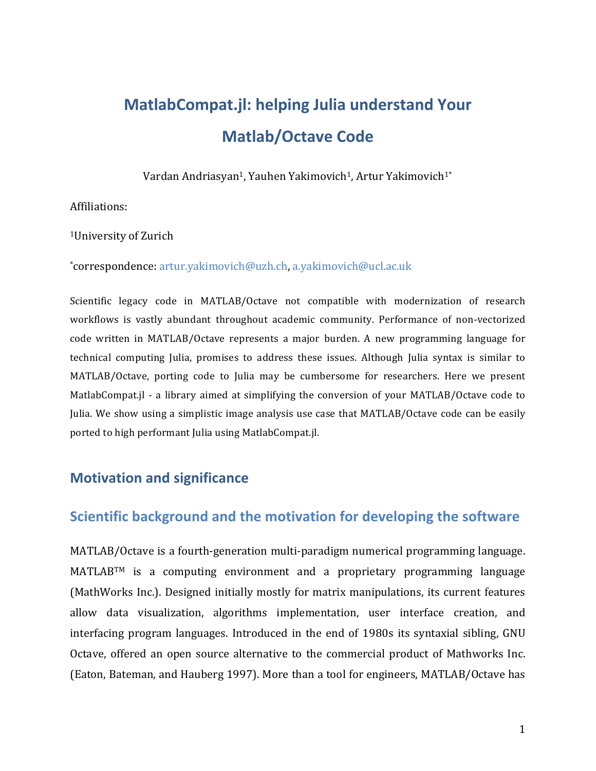# MatlabCompat.jl: helping Julia understand Your Matlab/Octave Code

Vardan Andriasyan[1], Yauhen Yakimovich[1], Artur Yakimovich[1*]

Affiliations:

[1]University of Zurich

[*]correspondence: artur.yakimovich@uzh.ch, a.yakimovich@ucl.ac.uk

Scientific legacy code in MATLAB/Octave not compatible with modernization of research workflows is vastly abundant throughout academic community. Performance of non-vectorized code written in MATLAB/Octave represents a major burden. A new programming language for technical computing Julia, promises to address these issues. Although Julia syntax is similar to MATLAB/Octave, porting code to Julia may be cumbersome for researchers. Here we present MatlabCompat.jl - a library aimed at simplifying the conversion of your MATLAB/Octave code to Julia. We show using a simplistic image analysis use case that MATLAB/Octave code can be easily ported to high performant Julia using MatlabCompat.jl.

## Motivation and significance

## Scientific background and the motivation for developing the software

MATLAB/Octave is a fourth-generation multi-paradigm numerical programming language. MATLAB™ is a computing environment and a proprietary programming language (MathWorks Inc.). Designed initially mostly for matrix manipulations, its current features allow data visualization, algorithms implementation, user interface creation, and interfacing program languages. Introduced in the end of 1980s its syntaxial sibling, GNU Octave, offered an open source alternative to the commercial product of Mathworks Inc. (Eaton, Bateman, and Hauberg 1997). More than a tool for engineers, MATLAB/Octave has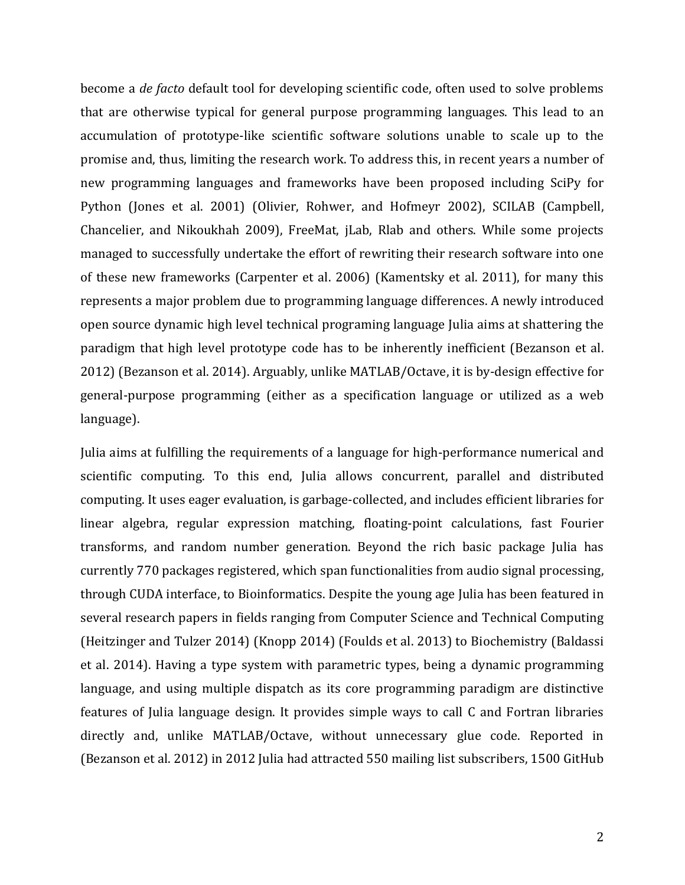become a *de facto* default tool for developing scientific code, often used to solve problems that are otherwise typical for general purpose programming languages. This lead to an accumulation of prototype-like scientific software solutions unable to scale up to the promise and, thus, limiting the research work. To address this, in recent years a number of new programming languages and frameworks have been proposed including SciPy for Python (Jones et al. 2001) (Olivier, Rohwer, and Hofmeyr 2002), SCILAB (Campbell, Chancelier, and Nikoukhah 2009), FreeMat, jLab, Rlab and others. While some projects managed to successfully undertake the effort of rewriting their research software into one of these new frameworks (Carpenter et al. 2006) (Kamentsky et al. 2011), for many this represents a major problem due to programming language differences. A newly introduced open source dynamic high level technical programing language Julia aims at shattering the paradigm that high level prototype code has to be inherently inefficient (Bezanson et al. 2012) (Bezanson et al. 2014). Arguably, unlike MATLAB/Octave, it is by-design effective for general-purpose programming (either as a specification language or utilized as a web language).

Julia aims at fulfilling the requirements of a language for high-performance numerical and scientific computing. To this end, Julia allows concurrent, parallel and distributed computing. It uses eager evaluation, is garbage-collected, and includes efficient libraries for linear algebra, regular expression matching, floating-point calculations, fast Fourier transforms, and random number generation. Beyond the rich basic package Julia has currently 770 packages registered, which span functionalities from audio signal processing, through CUDA interface, to Bioinformatics. Despite the young age Julia has been featured in several research papers in fields ranging from Computer Science and Technical Computing (Heitzinger and Tulzer 2014) (Knopp 2014) (Foulds et al. 2013) to Biochemistry (Baldassi et al. 2014). Having a type system with parametric types, being a dynamic programming language, and using multiple dispatch as its core programming paradigm are distinctive features of Julia language design. It provides simple ways to call C and Fortran libraries directly and, unlike MATLAB/Octave, without unnecessary glue code. Reported in (Bezanson et al. 2012) in 2012 Julia had attracted 550 mailing list subscribers, 1500 GitHub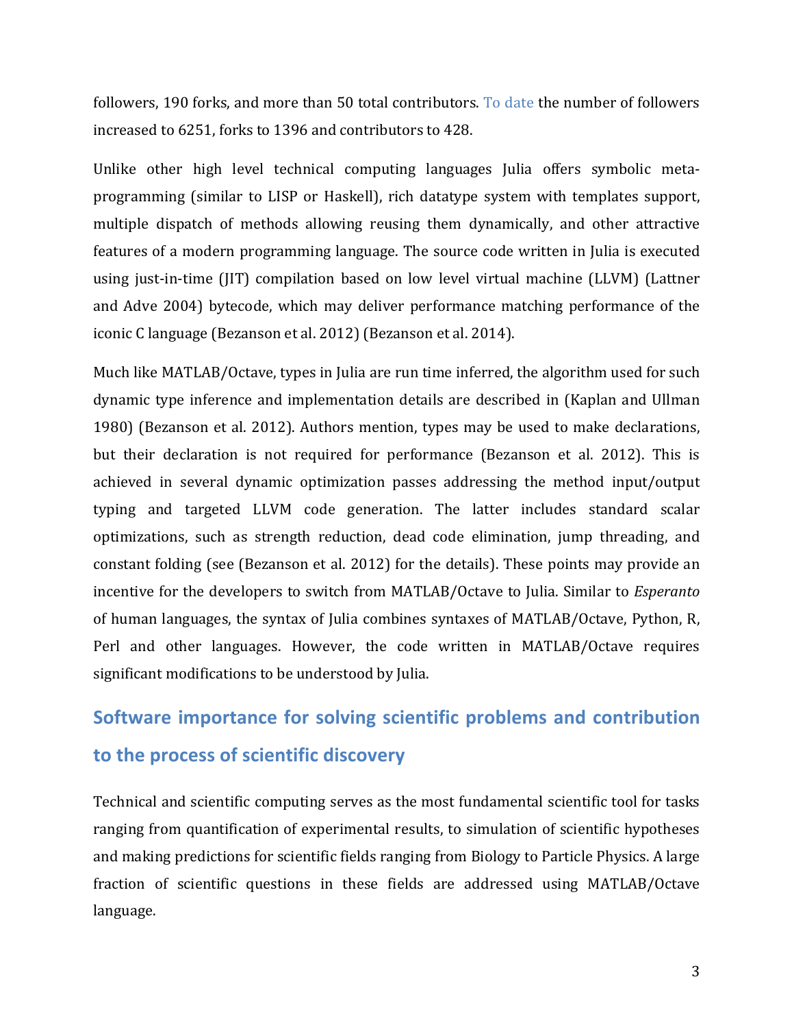followers, 190 forks, and more than 50 total contributors. To date the number of followers increased to 6251, forks to 1396 and contributors to 428.

Unlike other high level technical computing languages Julia offers symbolic meta-programming (similar to LISP or Haskell), rich datatype system with templates support, multiple dispatch of methods allowing reusing them dynamically, and other attractive features of a modern programming language. The source code written in Julia is executed using just-in-time (JIT) compilation based on low level virtual machine (LLVM) (Lattner and Adve 2004) bytecode, which may deliver performance matching performance of the iconic C language (Bezanson et al. 2012) (Bezanson et al. 2014).

Much like MATLAB/Octave, types in Julia are run time inferred, the algorithm used for such dynamic type inference and implementation details are described in (Kaplan and Ullman 1980) (Bezanson et al. 2012). Authors mention, types may be used to make declarations, but their declaration is not required for performance (Bezanson et al. 2012). This is achieved in several dynamic optimization passes addressing the method input/output typing and targeted LLVM code generation. The latter includes standard scalar optimizations, such as strength reduction, dead code elimination, jump threading, and constant folding (see (Bezanson et al. 2012) for the details). These points may provide an incentive for the developers to switch from MATLAB/Octave to Julia. Similar to *Esperanto* of human languages, the syntax of Julia combines syntaxes of MATLAB/Octave, Python, R, Perl and other languages. However, the code written in MATLAB/Octave requires significant modifications to be understood by Julia.

## Software importance for solving scientific problems and contribution to the process of scientific discovery

Technical and scientific computing serves as the most fundamental scientific tool for tasks ranging from quantification of experimental results, to simulation of scientific hypotheses and making predictions for scientific fields ranging from Biology to Particle Physics. A large fraction of scientific questions in these fields are addressed using MATLAB/Octave language.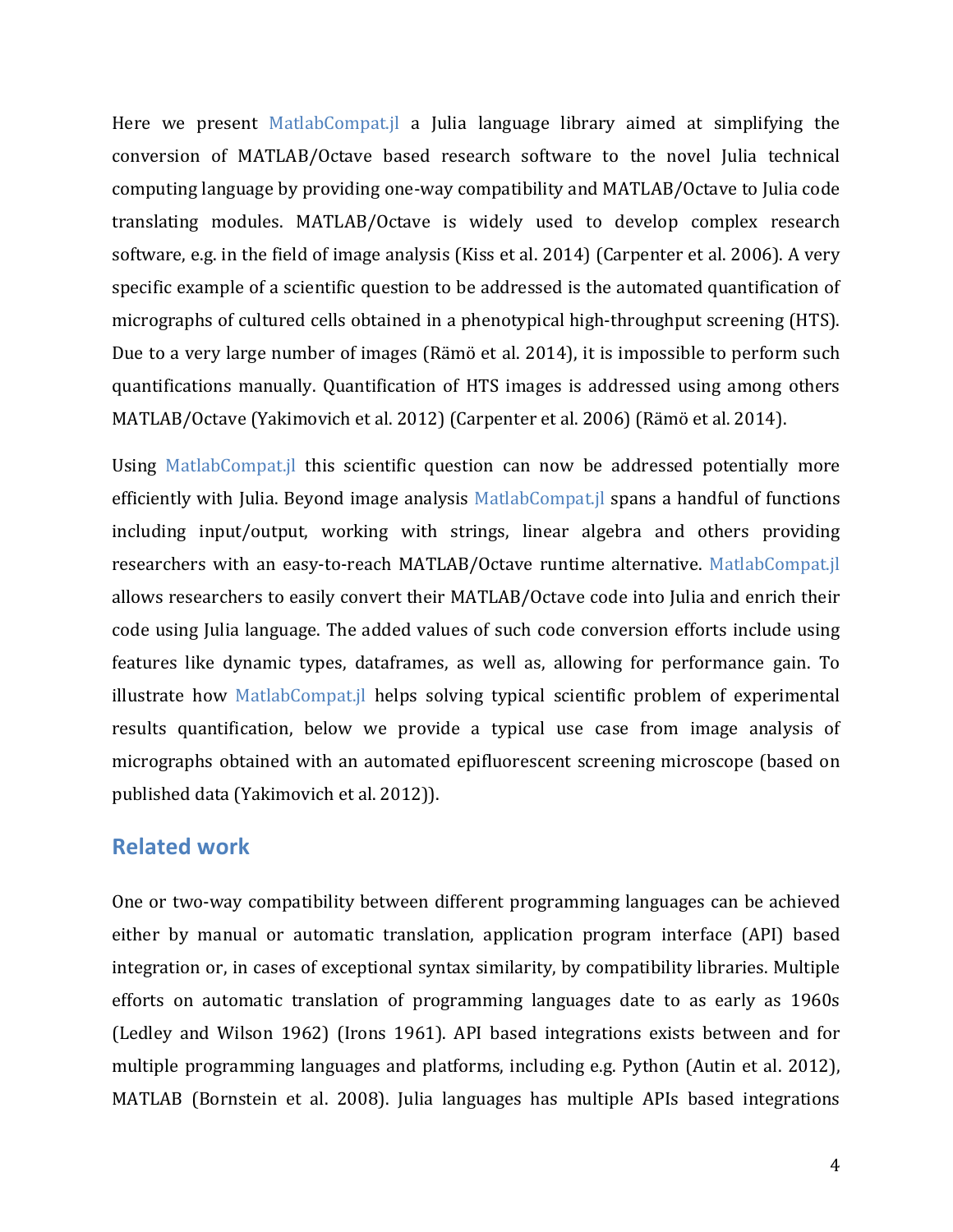Here we present MatlabCompat.jl a Julia language library aimed at simplifying the conversion of MATLAB/Octave based research software to the novel Julia technical computing language by providing one-way compatibility and MATLAB/Octave to Julia code translating modules. MATLAB/Octave is widely used to develop complex research software, e.g. in the field of image analysis (Kiss et al. 2014) (Carpenter et al. 2006). A very specific example of a scientific question to be addressed is the automated quantification of micrographs of cultured cells obtained in a phenotypical high-throughput screening (HTS). Due to a very large number of images (Rämö et al. 2014), it is impossible to perform such quantifications manually. Quantification of HTS images is addressed using among others MATLAB/Octave (Yakimovich et al. 2012) (Carpenter et al. 2006) (Rämö et al. 2014).

Using MatlabCompat.jl this scientific question can now be addressed potentially more efficiently with Julia. Beyond image analysis MatlabCompat.jl spans a handful of functions including input/output, working with strings, linear algebra and others providing researchers with an easy-to-reach MATLAB/Octave runtime alternative. MatlabCompat.jl allows researchers to easily convert their MATLAB/Octave code into Julia and enrich their code using Julia language. The added values of such code conversion efforts include using features like dynamic types, dataframes, as well as, allowing for performance gain. To illustrate how MatlabCompat.jl helps solving typical scientific problem of experimental results quantification, below we provide a typical use case from image analysis of micrographs obtained with an automated epifluorescent screening microscope (based on published data (Yakimovich et al. 2012)).

## Related work

One or two-way compatibility between different programming languages can be achieved either by manual or automatic translation, application program interface (API) based integration or, in cases of exceptional syntax similarity, by compatibility libraries. Multiple efforts on automatic translation of programming languages date to as early as 1960s (Ledley and Wilson 1962) (Irons 1961). API based integrations exists between and for multiple programming languages and platforms, including e.g. Python (Autin et al. 2012), MATLAB (Bornstein et al. 2008). Julia languages has multiple APIs based integrations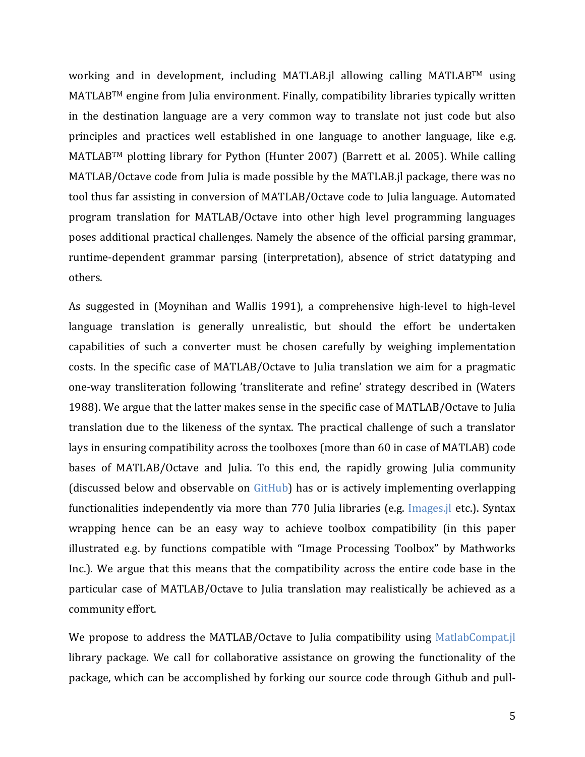working and in development, including MATLAB.jl allowing calling MATLAB™ using MATLAB™ engine from Julia environment. Finally, compatibility libraries typically written in the destination language are a very common way to translate not just code but also principles and practices well established in one language to another language, like e.g. MATLAB™ plotting library for Python (Hunter 2007) (Barrett et al. 2005). While calling MATLAB/Octave code from Julia is made possible by the MATLAB.jl package, there was no tool thus far assisting in conversion of MATLAB/Octave code to Julia language. Automated program translation for MATLAB/Octave into other high level programming languages poses additional practical challenges. Namely the absence of the official parsing grammar, runtime-dependent grammar parsing (interpretation), absence of strict datatyping and others.

As suggested in (Moynihan and Wallis 1991), a comprehensive high-level to high-level language translation is generally unrealistic, but should the effort be undertaken capabilities of such a converter must be chosen carefully by weighing implementation costs. In the specific case of MATLAB/Octave to Julia translation we aim for a pragmatic one-way transliteration following 'transliterate and refine' strategy described in (Waters 1988). We argue that the latter makes sense in the specific case of MATLAB/Octave to Julia translation due to the likeness of the syntax. The practical challenge of such a translator lays in ensuring compatibility across the toolboxes (more than 60 in case of MATLAB) code bases of MATLAB/Octave and Julia. To this end, the rapidly growing Julia community (discussed below and observable on GitHub) has or is actively implementing overlapping functionalities independently via more than 770 Julia libraries (e.g. Images.jl etc.). Syntax wrapping hence can be an easy way to achieve toolbox compatibility (in this paper illustrated e.g. by functions compatible with "Image Processing Toolbox" by Mathworks Inc.). We argue that this means that the compatibility across the entire code base in the particular case of MATLAB/Octave to Julia translation may realistically be achieved as a community effort.

We propose to address the MATLAB/Octave to Julia compatibility using MatlabCompat.jl library package. We call for collaborative assistance on growing the functionality of the package, which can be accomplished by forking our source code through Github and pull-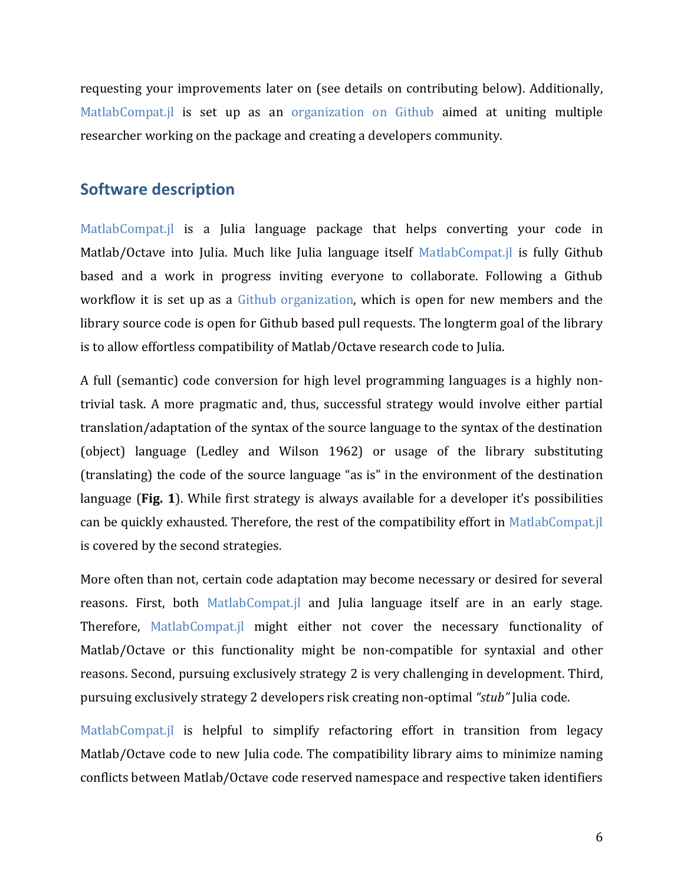requesting your improvements later on (see details on contributing below). Additionally, MatlabCompat.jl is set up as an organization on Github aimed at uniting multiple researcher working on the package and creating a developers community.

## Software description

MatlabCompat.jl is a Julia language package that helps converting your code in Matlab/Octave into Julia. Much like Julia language itself MatlabCompat.jl is fully Github based and a work in progress inviting everyone to collaborate. Following a Github workflow it is set up as a Github organization, which is open for new members and the library source code is open for Github based pull requests. The longterm goal of the library is to allow effortless compatibility of Matlab/Octave research code to Julia.

A full (semantic) code conversion for high level programming languages is a highly non-trivial task. A more pragmatic and, thus, successful strategy would involve either partial translation/adaptation of the syntax of the source language to the syntax of the destination (object) language (Ledley and Wilson 1962) or usage of the library substituting (translating) the code of the source language "as is" in the environment of the destination language (**Fig. 1**). While first strategy is always available for a developer it's possibilities can be quickly exhausted. Therefore, the rest of the compatibility effort in MatlabCompat.jl is covered by the second strategies.

More often than not, certain code adaptation may become necessary or desired for several reasons. First, both MatlabCompat.jl and Julia language itself are in an early stage. Therefore, MatlabCompat.jl might either not cover the necessary functionality of Matlab/Octave or this functionality might be non-compatible for syntaxial and other reasons. Second, pursuing exclusively strategy 2 is very challenging in development. Third, pursuing exclusively strategy 2 developers risk creating non-optimal *"stub"* Julia code.

MatlabCompat.jl is helpful to simplify refactoring effort in transition from legacy Matlab/Octave code to new Julia code. The compatibility library aims to minimize naming conflicts between Matlab/Octave code reserved namespace and respective taken identifiers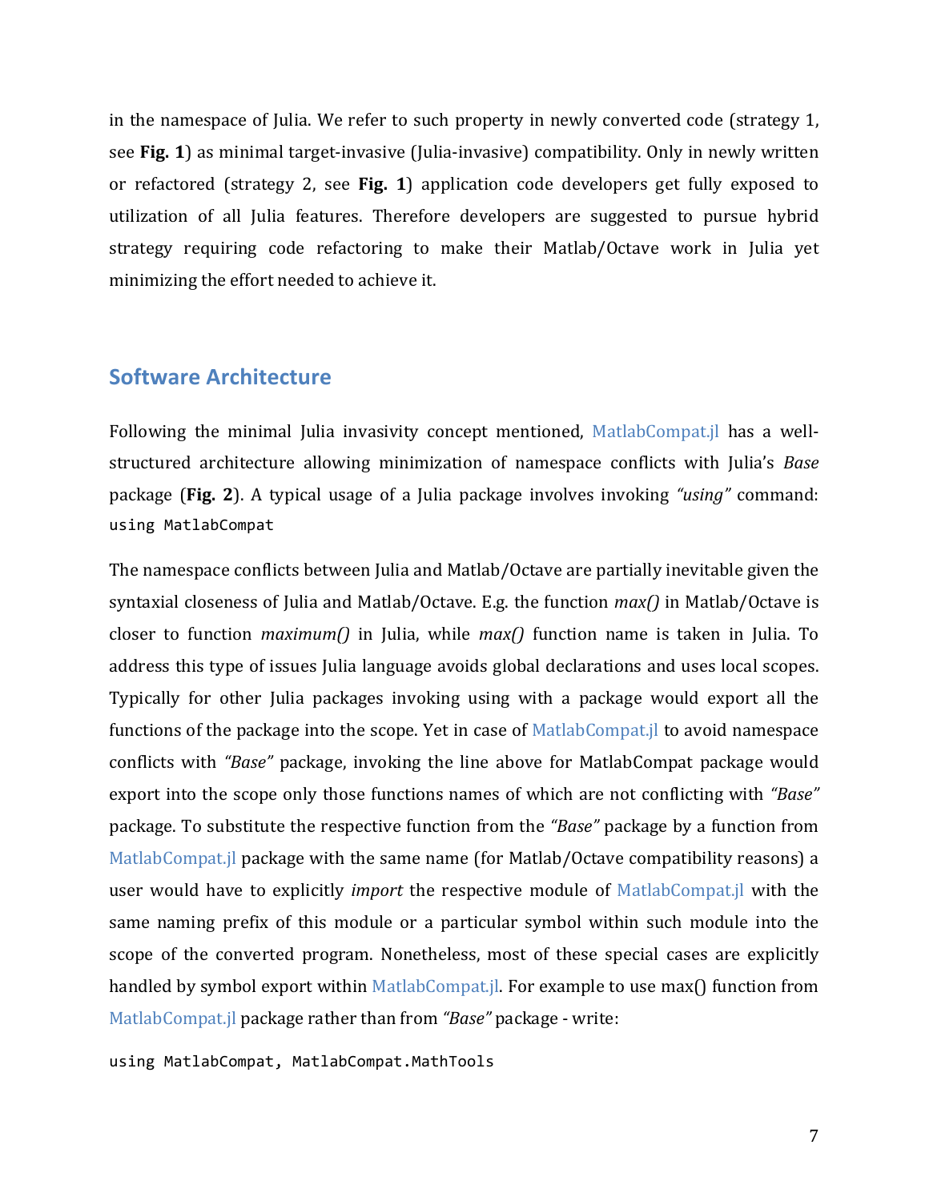in the namespace of Julia. We refer to such property in newly converted code (strategy 1, see **Fig. 1**) as minimal target-invasive (Julia-invasive) compatibility. Only in newly written or refactored (strategy 2, see **Fig. 1**) application code developers get fully exposed to utilization of all Julia features. Therefore developers are suggested to pursue hybrid strategy requiring code refactoring to make their Matlab/Octave work in Julia yet minimizing the effort needed to achieve it.

## Software Architecture

Following the minimal Julia invasivity concept mentioned, MatlabCompat.jl has a well-structured architecture allowing minimization of namespace conflicts with Julia's *Base* package (**Fig. 2**). A typical usage of a Julia package involves invoking *"using"* command:

```
using MatlabCompat
```

The namespace conflicts between Julia and Matlab/Octave are partially inevitable given the syntaxial closeness of Julia and Matlab/Octave. E.g. the function *max()* in Matlab/Octave is closer to function *maximum()* in Julia, while *max()* function name is taken in Julia. To address this type of issues Julia language avoids global declarations and uses local scopes. Typically for other Julia packages invoking using with a package would export all the functions of the package into the scope. Yet in case of MatlabCompat.jl to avoid namespace conflicts with *"Base"* package, invoking the line above for MatlabCompat package would export into the scope only those functions names of which are not conflicting with *"Base"* package. To substitute the respective function from the *"Base"* package by a function from MatlabCompat.jl package with the same name (for Matlab/Octave compatibility reasons) a user would have to explicitly *import* the respective module of MatlabCompat.jl with the same naming prefix of this module or a particular symbol within such module into the scope of the converted program. Nonetheless, most of these special cases are explicitly handled by symbol export within MatlabCompat.jl. For example to use max() function from MatlabCompat.jl package rather than from *"Base"* package - write:

```
using MatlabCompat, MatlabCompat.MathTools
```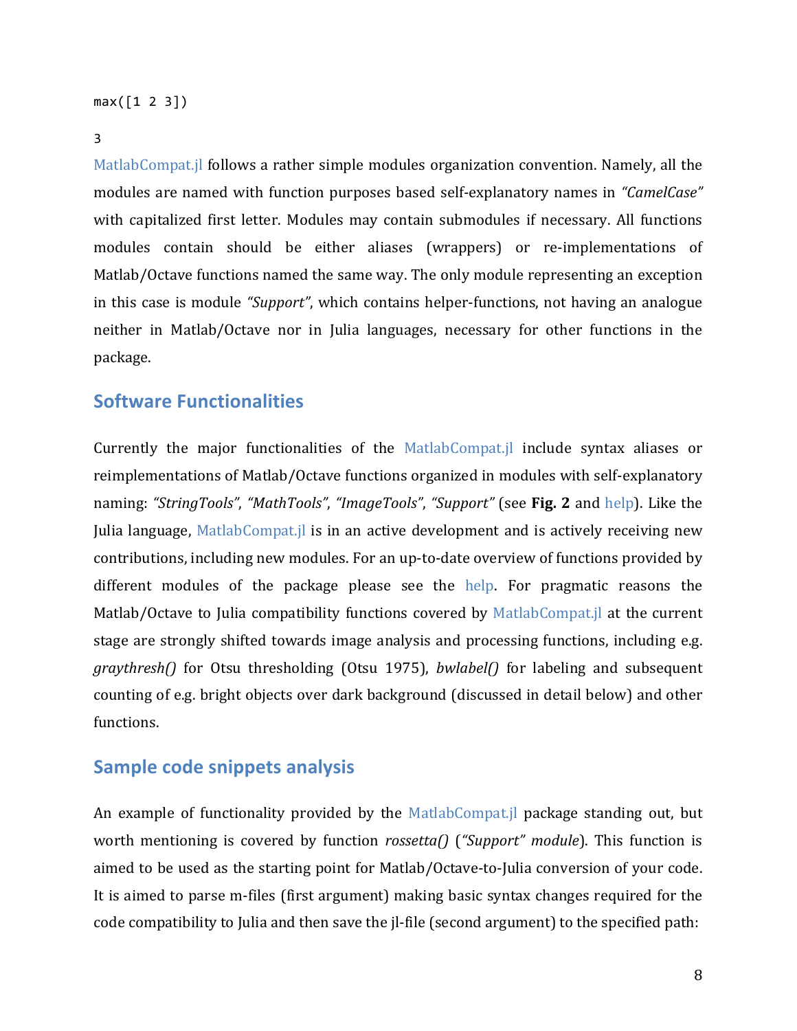```
max([1 2 3])
```

```
3
```

MatlabCompat.jl follows a rather simple modules organization convention. Namely, all the modules are named with function purposes based self-explanatory names in *"CamelCase"* with capitalized first letter. Modules may contain submodules if necessary. All functions modules contain should be either aliases (wrappers) or re-implementations of Matlab/Octave functions named the same way. The only module representing an exception in this case is module *"Support"*, which contains helper-functions, not having an analogue neither in Matlab/Octave nor in Julia languages, necessary for other functions in the package.

## Software Functionalities

Currently the major functionalities of the MatlabCompat.jl include syntax aliases or reimplementations of Matlab/Octave functions organized in modules with self-explanatory naming: *"StringTools"*, *"MathTools"*, *"ImageTools"*, *"Support"* (see **Fig. 2** and help). Like the Julia language, MatlabCompat.jl is in an active development and is actively receiving new contributions, including new modules. For an up-to-date overview of functions provided by different modules of the package please see the help. For pragmatic reasons the Matlab/Octave to Julia compatibility functions covered by MatlabCompat.jl at the current stage are strongly shifted towards image analysis and processing functions, including e.g. *graythresh()* for Otsu thresholding (Otsu 1975), *bwlabel()* for labeling and subsequent counting of e.g. bright objects over dark background (discussed in detail below) and other functions.

## Sample code snippets analysis

An example of functionality provided by the MatlabCompat.jl package standing out, but worth mentioning is covered by function *rossetta()* (*"Support" module*). This function is aimed to be used as the starting point for Matlab/Octave-to-Julia conversion of your code. It is aimed to parse m-files (first argument) making basic syntax changes required for the code compatibility to Julia and then save the jl-file (second argument) to the specified path: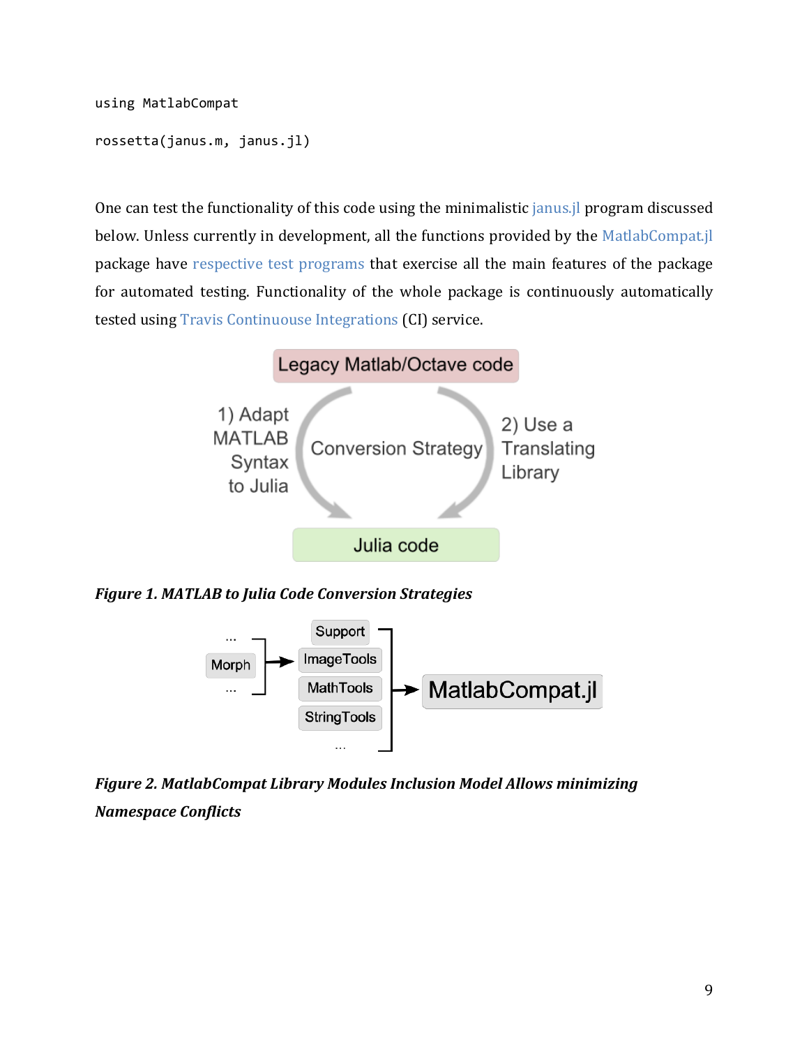```
using MatlabCompat

rossetta(janus.m, janus.jl)
```

One can test the functionality of this code using the minimalistic janus.jl program discussed below. Unless currently in development, all the functions provided by the MatlabCompat.jl package have respective test programs that exercise all the main features of the package for automated testing. Functionality of the whole package is continuously automatically tested using Travis Continuouse Integrations (CI) service.

***Figure 1. MATLAB to Julia Code Conversion Strategies***

***Figure 2. MatlabCompat Library Modules Inclusion Model Allows minimizing Namespace Conflicts***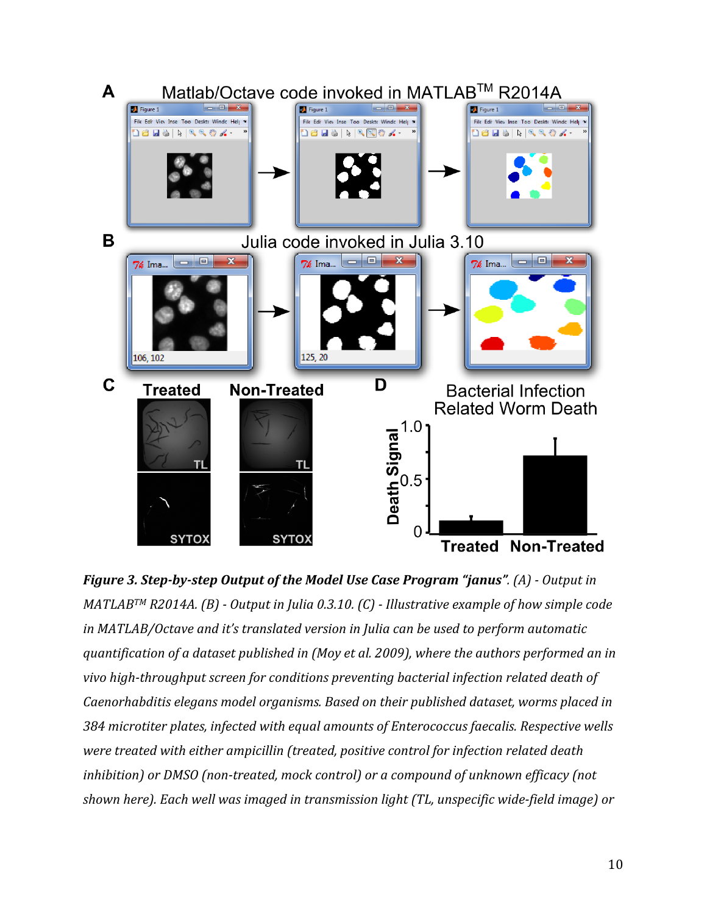***Figure 3. Step-by-step Output of the Model Use Case Program "janus".*** *(A) - Output in MATLAB™ R2014A. (B) - Output in Julia 0.3.10. (C) - Illustrative example of how simple code in MATLAB/Octave and it's translated version in Julia can be used to perform automatic quantification of a dataset published in (Moy et al. 2009), where the authors performed an in vivo high-throughput screen for conditions preventing bacterial infection related death of Caenorhabditis elegans model organisms. Based on their published dataset, worms placed in 384 microtiter plates, infected with equal amounts of Enterococcus faecalis. Respective wells were treated with either ampicillin (treated, positive control for infection related death inhibition) or DMSO (non-treated, mock control) or a compound of unknown efficacy (not shown here). Each well was imaged in transmission light (TL, unspecific wide-field image) or*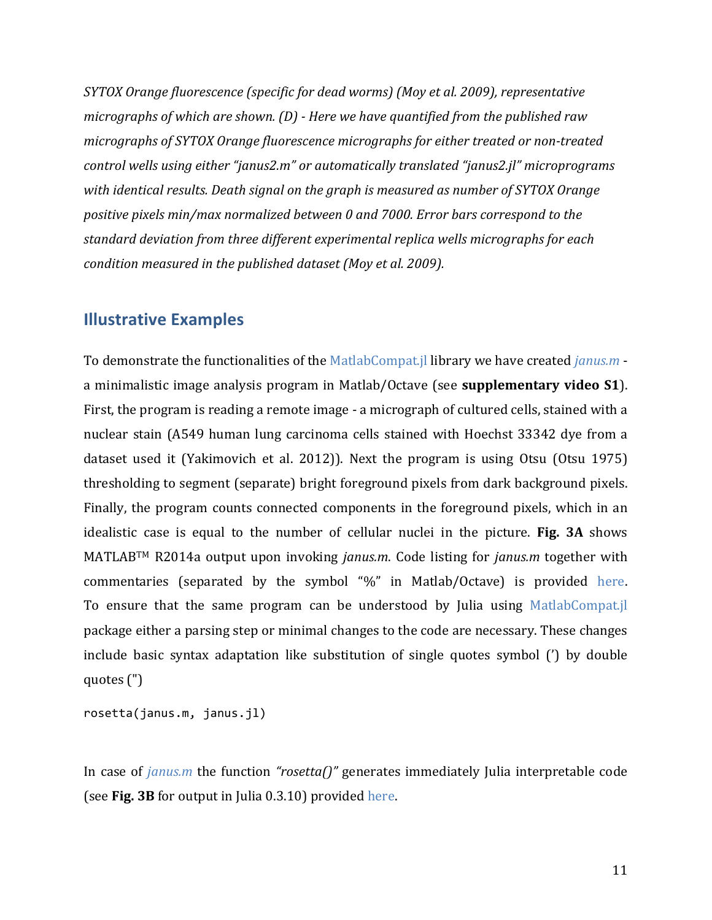*SYTOX Orange fluorescence (specific for dead worms) (Moy et al. 2009), representative micrographs of which are shown. (D) - Here we have quantified from the published raw micrographs of SYTOX Orange fluorescence micrographs for either treated or non-treated control wells using either "janus2.m" or automatically translated "janus2.jl" microprograms with identical results. Death signal on the graph is measured as number of SYTOX Orange positive pixels min/max normalized between 0 and 7000. Error bars correspond to the standard deviation from three different experimental replica wells micrographs for each condition measured in the published dataset (Moy et al. 2009).*

## Illustrative Examples

To demonstrate the functionalities of the MatlabCompat.jl library we have created *janus.m* - a minimalistic image analysis program in Matlab/Octave (see **supplementary video S1**). First, the program is reading a remote image - a micrograph of cultured cells, stained with a nuclear stain (A549 human lung carcinoma cells stained with Hoechst 33342 dye from a dataset used it (Yakimovich et al. 2012)). Next the program is using Otsu (Otsu 1975) thresholding to segment (separate) bright foreground pixels from dark background pixels. Finally, the program counts connected components in the foreground pixels, which in an idealistic case is equal to the number of cellular nuclei in the picture. **Fig. 3A** shows MATLAB™ R2014a output upon invoking *janus.m*. Code listing for *janus.m* together with commentaries (separated by the symbol "%" in Matlab/Octave) is provided here. To ensure that the same program can be understood by Julia using MatlabCompat.jl package either a parsing step or minimal changes to the code are necessary. These changes include basic syntax adaptation like substitution of single quotes symbol (') by double quotes (")

```
rosetta(janus.m, janus.jl)
```

In case of *janus.m* the function *"rosetta()"* generates immediately Julia interpretable code (see **Fig. 3B** for output in Julia 0.3.10) provided here.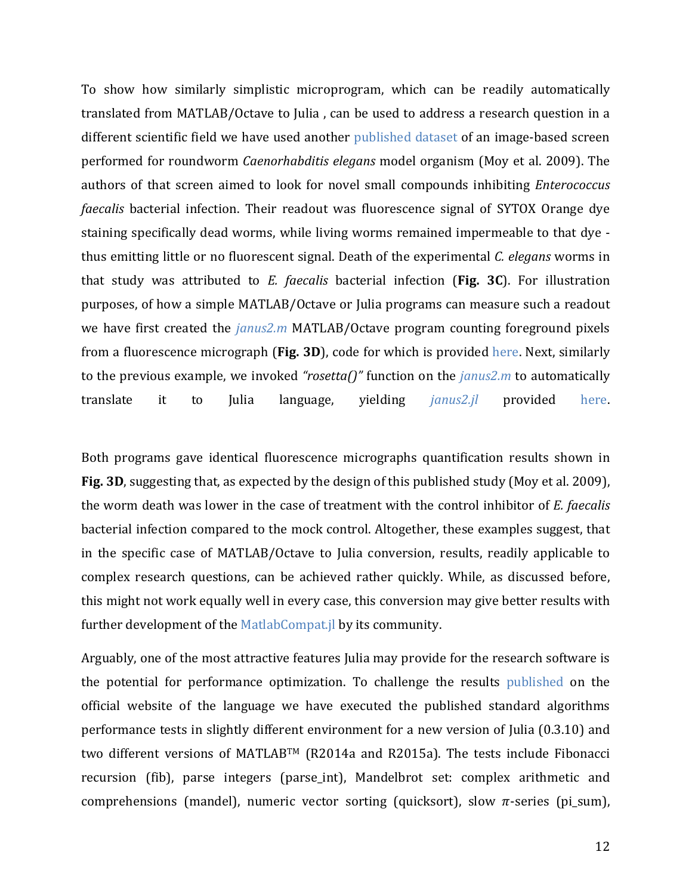To show how similarly simplistic microprogram, which can be readily automatically translated from MATLAB/Octave to Julia , can be used to address a research question in a different scientific field we have used another published dataset of an image-based screen performed for roundworm *Caenorhabditis elegans* model organism (Moy et al. 2009). The authors of that screen aimed to look for novel small compounds inhibiting *Enterococcus faecalis* bacterial infection. Their readout was fluorescence signal of SYTOX Orange dye staining specifically dead worms, while living worms remained impermeable to that dye - thus emitting little or no fluorescent signal. Death of the experimental *C. elegans* worms in that study was attributed to *E. faecalis* bacterial infection (**Fig. 3C**). For illustration purposes, of how a simple MATLAB/Octave or Julia programs can measure such a readout we have first created the *janus2.m* MATLAB/Octave program counting foreground pixels from a fluorescence micrograph (**Fig. 3D**), code for which is provided here. Next, similarly to the previous example, we invoked *"rosetta()"* function on the *janus2.m* to automatically translate it to Julia language, yielding *janus2.jl* provided here.

Both programs gave identical fluorescence micrographs quantification results shown in **Fig. 3D**, suggesting that, as expected by the design of this published study (Moy et al. 2009), the worm death was lower in the case of treatment with the control inhibitor of *E. faecalis* bacterial infection compared to the mock control. Altogether, these examples suggest, that in the specific case of MATLAB/Octave to Julia conversion, results, readily applicable to complex research questions, can be achieved rather quickly. While, as discussed before, this might not work equally well in every case, this conversion may give better results with further development of the MatlabCompat.jl by its community.

Arguably, one of the most attractive features Julia may provide for the research software is the potential for performance optimization. To challenge the results published on the official website of the language we have executed the published standard algorithms performance tests in slightly different environment for a new version of Julia (0.3.10) and two different versions of MATLAB™ (R2014a and R2015a). The tests include Fibonacci recursion (fib), parse integers (parse_int), Mandelbrot set: complex arithmetic and comprehensions (mandel), numeric vector sorting (quicksort), slow $\pi$-series (pi_sum),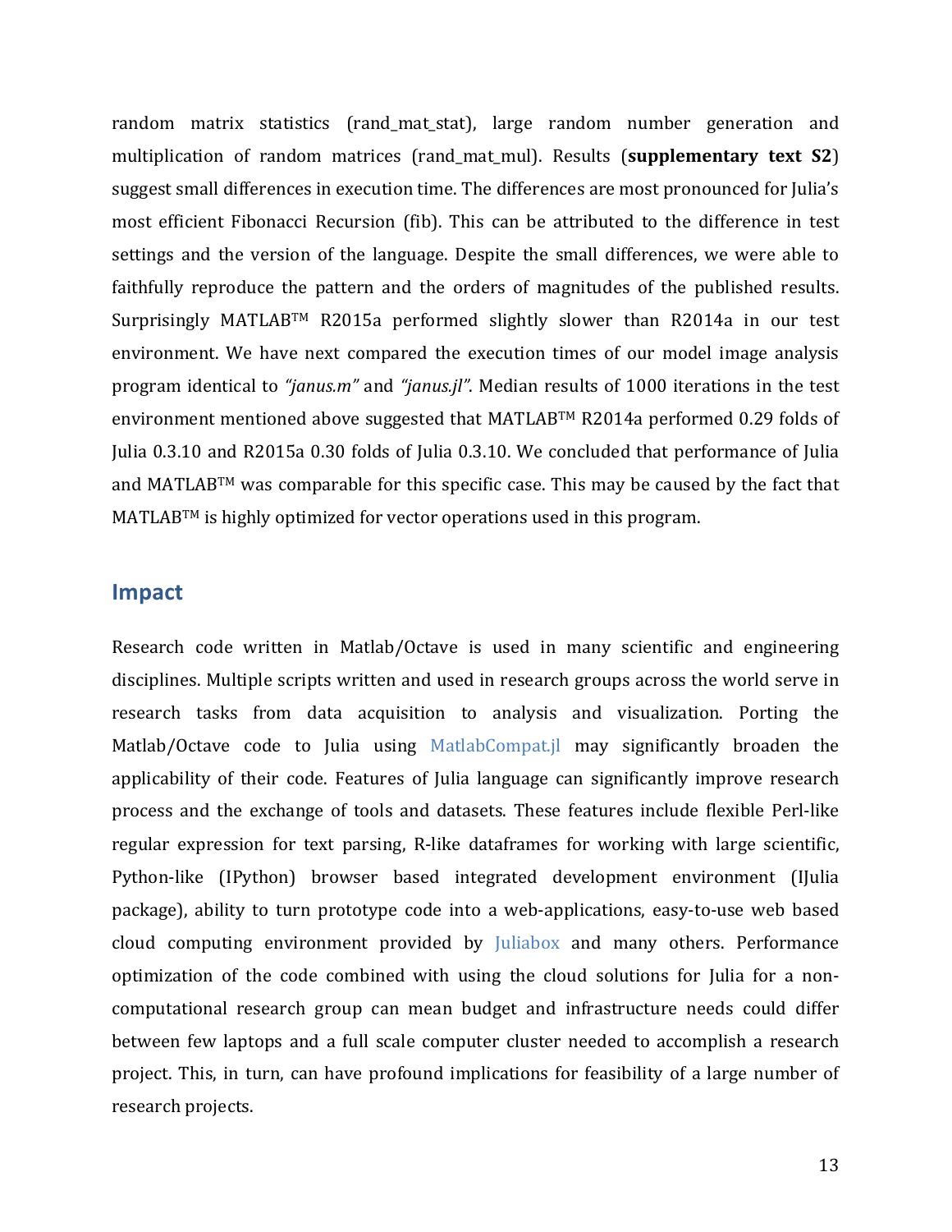random matrix statistics (rand_mat_stat), large random number generation and multiplication of random matrices (rand_mat_mul). Results (**supplementary text S2**) suggest small differences in execution time. The differences are most pronounced for Julia's most efficient Fibonacci Recursion (fib). This can be attributed to the difference in test settings and the version of the language. Despite the small differences, we were able to faithfully reproduce the pattern and the orders of magnitudes of the published results. Surprisingly MATLAB™ R2015a performed slightly slower than R2014a in our test environment. We have next compared the execution times of our model image analysis program identical to *"janus.m"* and *"janus.jl"*. Median results of 1000 iterations in the test environment mentioned above suggested that MATLAB™ R2014a performed 0.29 folds of Julia 0.3.10 and R2015a 0.30 folds of Julia 0.3.10. We concluded that performance of Julia and MATLAB™ was comparable for this specific case. This may be caused by the fact that MATLAB™ is highly optimized for vector operations used in this program.

## Impact

Research code written in Matlab/Octave is used in many scientific and engineering disciplines. Multiple scripts written and used in research groups across the world serve in research tasks from data acquisition to analysis and visualization. Porting the Matlab/Octave code to Julia using MatlabCompat.jl may significantly broaden the applicability of their code. Features of Julia language can significantly improve research process and the exchange of tools and datasets. These features include flexible Perl-like regular expression for text parsing, R-like dataframes for working with large scientific, Python-like (IPython) browser based integrated development environment (IJulia package), ability to turn prototype code into a web-applications, easy-to-use web based cloud computing environment provided by Juliabox and many others. Performance optimization of the code combined with using the cloud solutions for Julia for a non-computational research group can mean budget and infrastructure needs could differ between few laptops and a full scale computer cluster needed to accomplish a research project. This, in turn, can have profound implications for feasibility of a large number of research projects.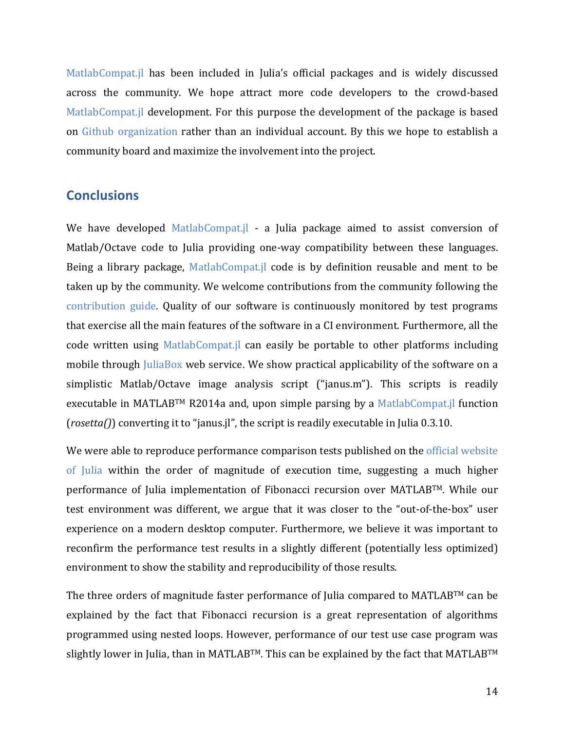MatlabCompat.jl has been included in Julia's official packages and is widely discussed across the community. We hope attract more code developers to the crowd-based MatlabCompat.jl development. For this purpose the development of the package is based on Github organization rather than an individual account. By this we hope to establish a community board and maximize the involvement into the project.

## Conclusions

We have developed MatlabCompat.jl - a Julia package aimed to assist conversion of Matlab/Octave code to Julia providing one-way compatibility between these languages. Being a library package, MatlabCompat.jl code is by definition reusable and ment to be taken up by the community. We welcome contributions from the community following the contribution guide. Quality of our software is continuously monitored by test programs that exercise all the main features of the software in a CI environment. Furthermore, all the code written using MatlabCompat.jl can easily be portable to other platforms including mobile through JuliaBox web service. We show practical applicability of the software on a simplistic Matlab/Octave image analysis script ("janus.m"). This scripts is readily executable in MATLAB™ R2014a and, upon simple parsing by a MatlabCompat.jl function (*rosetta()*) converting it to "janus.jl", the script is readily executable in Julia 0.3.10.

We were able to reproduce performance comparison tests published on the official website of Julia within the order of magnitude of execution time, suggesting a much higher performance of Julia implementation of Fibonacci recursion over MATLAB™. While our test environment was different, we argue that it was closer to the "out-of-the-box" user experience on a modern desktop computer. Furthermore, we believe it was important to reconfirm the performance test results in a slightly different (potentially less optimized) environment to show the stability and reproducibility of those results.

The three orders of magnitude faster performance of Julia compared to MATLAB™ can be explained by the fact that Fibonacci recursion is a great representation of algorithms programmed using nested loops. However, performance of our test use case program was slightly lower in Julia, than in MATLAB™. This can be explained by the fact that MATLAB™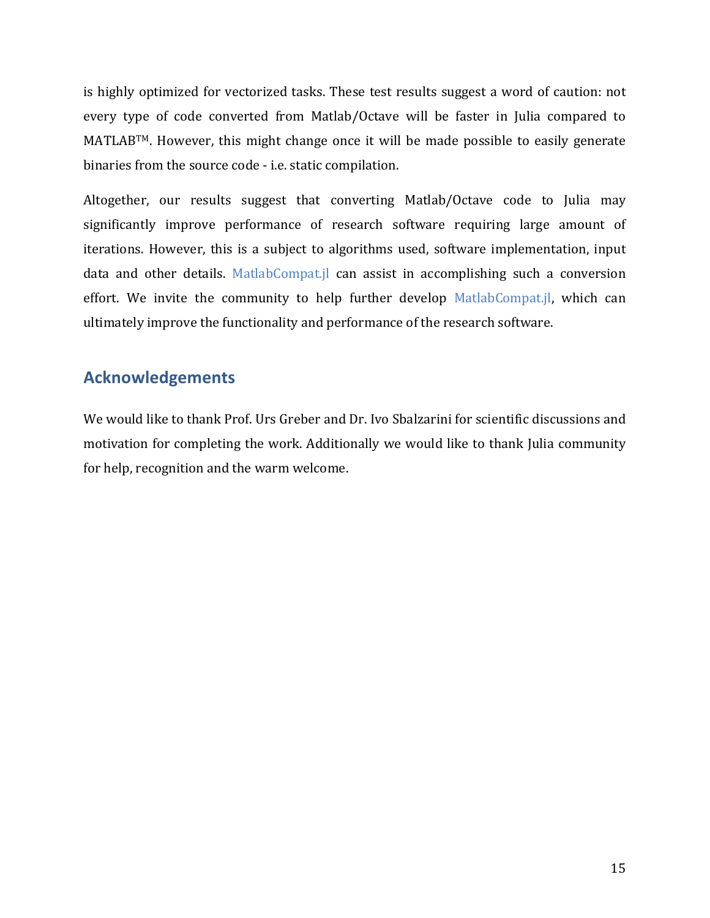is highly optimized for vectorized tasks. These test results suggest a word of caution: not every type of code converted from Matlab/Octave will be faster in Julia compared to MATLAB™. However, this might change once it will be made possible to easily generate binaries from the source code - i.e. static compilation.

Altogether, our results suggest that converting Matlab/Octave code to Julia may significantly improve performance of research software requiring large amount of iterations. However, this is a subject to algorithms used, software implementation, input data and other details. MatlabCompat.jl can assist in accomplishing such a conversion effort. We invite the community to help further develop MatlabCompat.jl, which can ultimately improve the functionality and performance of the research software.

## Acknowledgements

We would like to thank Prof. Urs Greber and Dr. Ivo Sbalzarini for scientific discussions and motivation for completing the work. Additionally we would like to thank Julia community for help, recognition and the warm welcome.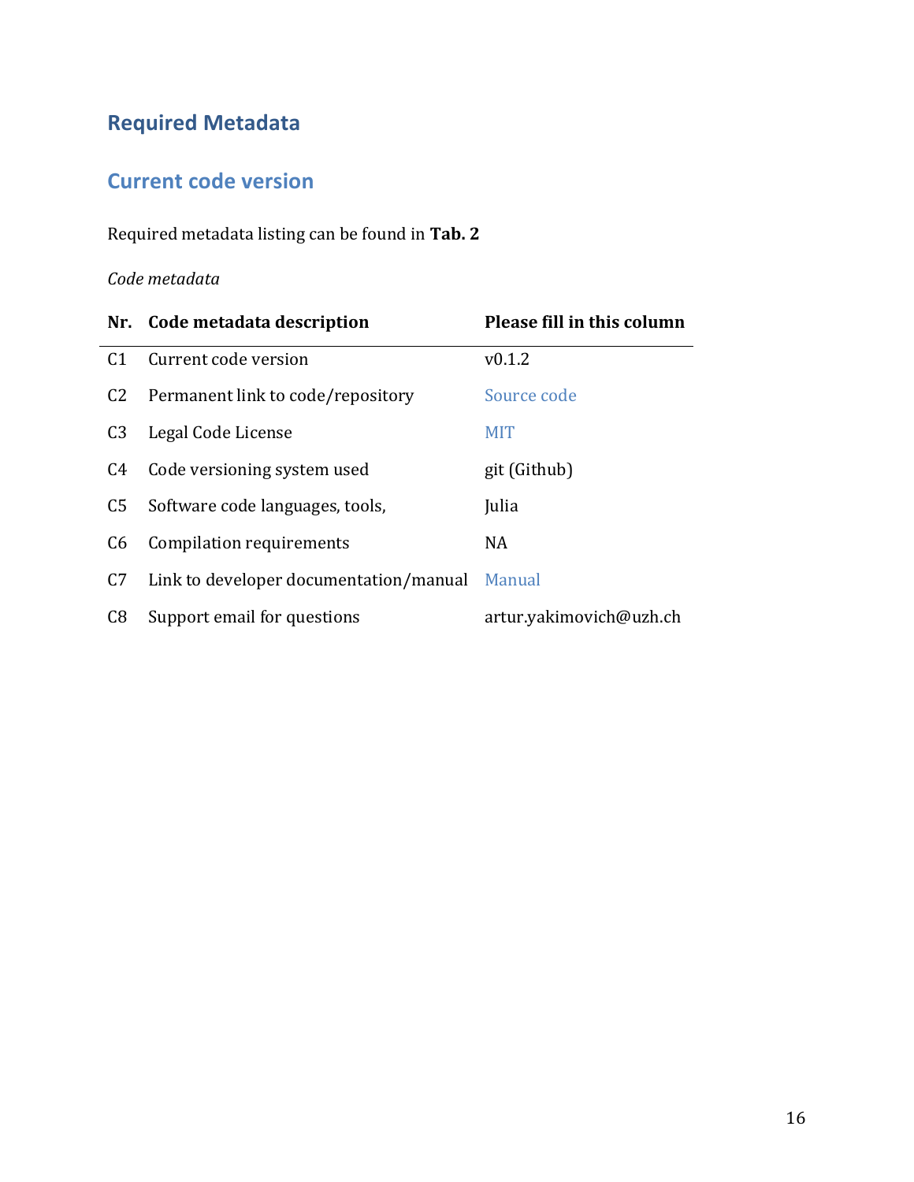## Required Metadata

### Current code version

Required metadata listing can be found in **Tab. 2**

*Code metadata*

| Nr. | Code metadata description | Please fill in this column |
|---|---|---|
| C1 | Current code version | v0.1.2 |
| C2 | Permanent link to code/repository | Source code |
| C3 | Legal Code License | MIT |
| C4 | Code versioning system used | git (Github) |
| C5 | Software code languages, tools, | Julia |
| C6 | Compilation requirements | NA |
| C7 | Link to developer documentation/manual | Manual |
| C8 | Support email for questions | artur.yakimovich@uzh.ch |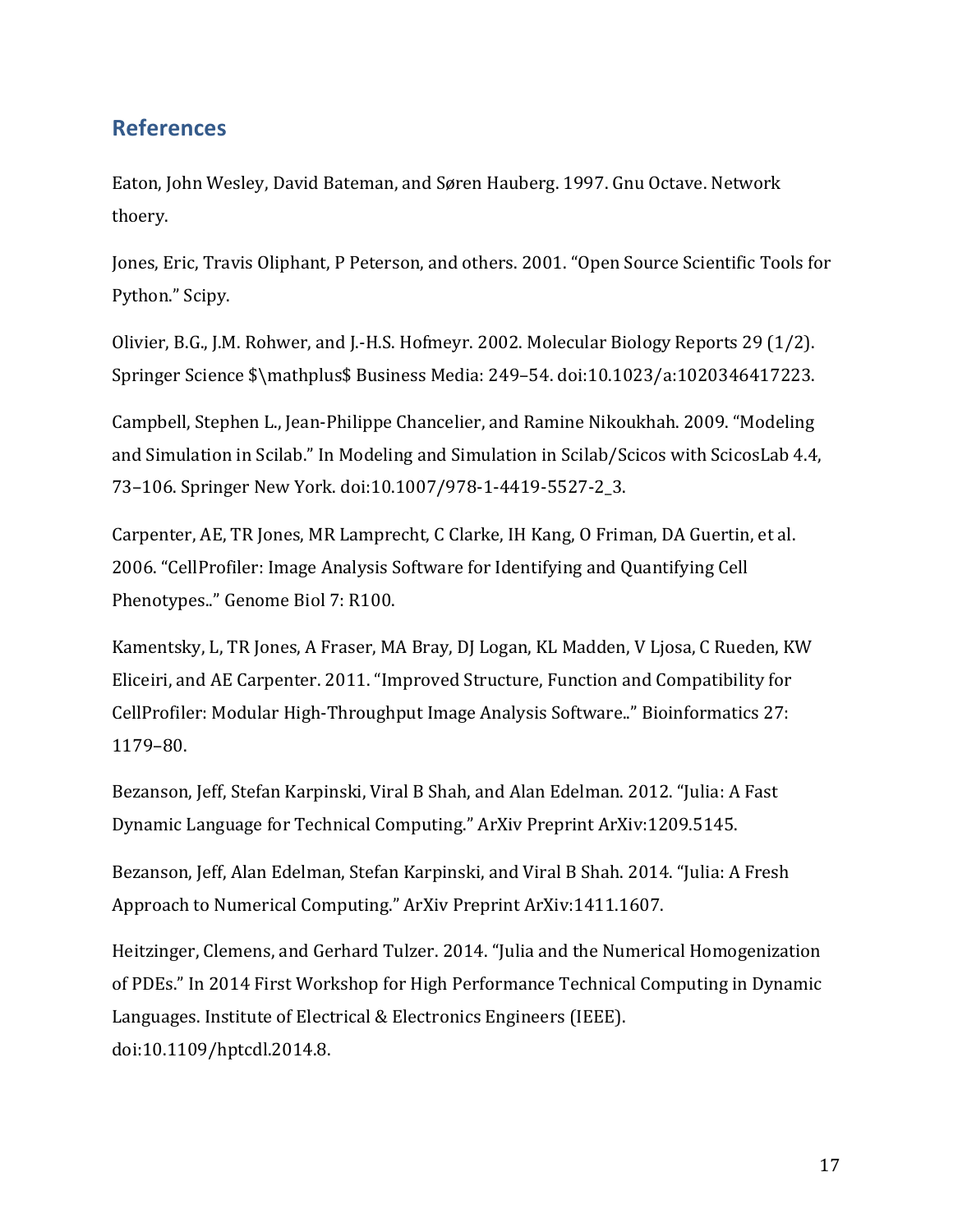## References

Eaton, John Wesley, David Bateman, and Søren Hauberg. 1997. Gnu Octave. Network thoery.

Jones, Eric, Travis Oliphant, P Peterson, and others. 2001. “Open Source Scientific Tools for Python.” Scipy.

Olivier, B.G., J.M. Rohwer, and J.-H.S. Hofmeyr. 2002. Molecular Biology Reports 29 (1/2). Springer Science $\mathplus$ Business Media: 249–54. doi:10.1023/a:1020346417223.

Campbell, Stephen L., Jean-Philippe Chancelier, and Ramine Nikoukhah. 2009. “Modeling and Simulation in Scilab.” In Modeling and Simulation in Scilab/Scicos with ScicosLab 4.4, 73–106. Springer New York. doi:10.1007/978-1-4419-5527-2_3.

Carpenter, AE, TR Jones, MR Lamprecht, C Clarke, IH Kang, O Friman, DA Guertin, et al. 2006. “CellProfiler: Image Analysis Software for Identifying and Quantifying Cell Phenotypes..” Genome Biol 7: R100.

Kamentsky, L, TR Jones, A Fraser, MA Bray, DJ Logan, KL Madden, V Ljosa, C Rueden, KW Eliceiri, and AE Carpenter. 2011. “Improved Structure, Function and Compatibility for CellProfiler: Modular High-Throughput Image Analysis Software..” Bioinformatics 27: 1179–80.

Bezanson, Jeff, Stefan Karpinski, Viral B Shah, and Alan Edelman. 2012. “Julia: A Fast Dynamic Language for Technical Computing.” ArXiv Preprint ArXiv:1209.5145.

Bezanson, Jeff, Alan Edelman, Stefan Karpinski, and Viral B Shah. 2014. “Julia: A Fresh Approach to Numerical Computing.” ArXiv Preprint ArXiv:1411.1607.

Heitzinger, Clemens, and Gerhard Tulzer. 2014. “Julia and the Numerical Homogenization of PDEs.” In 2014 First Workshop for High Performance Technical Computing in Dynamic Languages. Institute of Electrical & Electronics Engineers (IEEE). doi:10.1109/hptcdl.2014.8.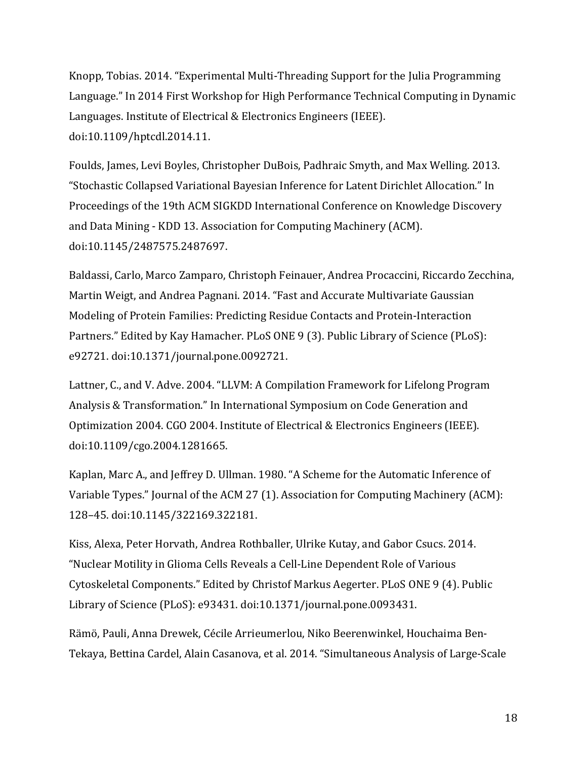Knopp, Tobias. 2014. "Experimental Multi-Threading Support for the Julia Programming Language." In 2014 First Workshop for High Performance Technical Computing in Dynamic Languages. Institute of Electrical & Electronics Engineers (IEEE). doi:10.1109/hptcdl.2014.11.

Foulds, James, Levi Boyles, Christopher DuBois, Padhraic Smyth, and Max Welling. 2013. "Stochastic Collapsed Variational Bayesian Inference for Latent Dirichlet Allocation." In Proceedings of the 19th ACM SIGKDD International Conference on Knowledge Discovery and Data Mining - KDD 13. Association for Computing Machinery (ACM). doi:10.1145/2487575.2487697.

Baldassi, Carlo, Marco Zamparo, Christoph Feinauer, Andrea Procaccini, Riccardo Zecchina, Martin Weigt, and Andrea Pagnani. 2014. "Fast and Accurate Multivariate Gaussian Modeling of Protein Families: Predicting Residue Contacts and Protein-Interaction Partners." Edited by Kay Hamacher. PLoS ONE 9 (3). Public Library of Science (PLoS): e92721. doi:10.1371/journal.pone.0092721.

Lattner, C., and V. Adve. 2004. "LLVM: A Compilation Framework for Lifelong Program Analysis & Transformation." In International Symposium on Code Generation and Optimization 2004. CGO 2004. Institute of Electrical & Electronics Engineers (IEEE). doi:10.1109/cgo.2004.1281665.

Kaplan, Marc A., and Jeffrey D. Ullman. 1980. "A Scheme for the Automatic Inference of Variable Types." Journal of the ACM 27 (1). Association for Computing Machinery (ACM): 128–45. doi:10.1145/322169.322181.

Kiss, Alexa, Peter Horvath, Andrea Rothballer, Ulrike Kutay, and Gabor Csucs. 2014. "Nuclear Motility in Glioma Cells Reveals a Cell-Line Dependent Role of Various Cytoskeletal Components." Edited by Christof Markus Aegerter. PLoS ONE 9 (4). Public Library of Science (PLoS): e93431. doi:10.1371/journal.pone.0093431.

Rämö, Pauli, Anna Drewek, Cécile Arrieumerlou, Niko Beerenwinkel, Houchaima Ben-Tekaya, Bettina Cardel, Alain Casanova, et al. 2014. "Simultaneous Analysis of Large-Scale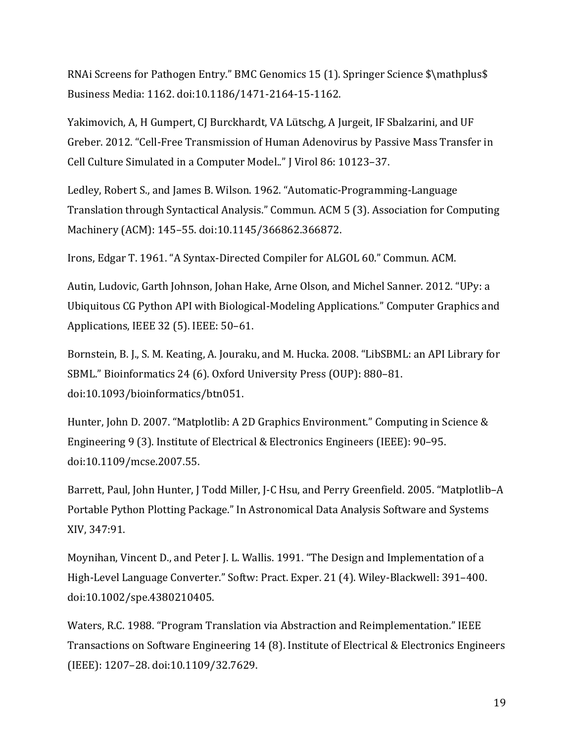RNAi Screens for Pathogen Entry." BMC Genomics 15 (1). Springer Science $\mathplus$ Business Media: 1162. doi:10.1186/1471-2164-15-1162.

Yakimovich, A, H Gumpert, CJ Burckhardt, VA Lütschg, A Jurgeit, IF Sbalzarini, and UF Greber. 2012. "Cell-Free Transmission of Human Adenovirus by Passive Mass Transfer in Cell Culture Simulated in a Computer Model.." J Virol 86: 10123–37.

Ledley, Robert S., and James B. Wilson. 1962. "Automatic-Programming-Language Translation through Syntactical Analysis." Commun. ACM 5 (3). Association for Computing Machinery (ACM): 145–55. doi:10.1145/366862.366872.

Irons, Edgar T. 1961. "A Syntax-Directed Compiler for ALGOL 60." Commun. ACM.

Autin, Ludovic, Garth Johnson, Johan Hake, Arne Olson, and Michel Sanner. 2012. "UPy: a Ubiquitous CG Python API with Biological-Modeling Applications." Computer Graphics and Applications, IEEE 32 (5). IEEE: 50–61.

Bornstein, B. J., S. M. Keating, A. Jouraku, and M. Hucka. 2008. "LibSBML: an API Library for SBML." Bioinformatics 24 (6). Oxford University Press (OUP): 880–81. doi:10.1093/bioinformatics/btn051.

Hunter, John D. 2007. "Matplotlib: A 2D Graphics Environment." Computing in Science & Engineering 9 (3). Institute of Electrical & Electronics Engineers (IEEE): 90–95. doi:10.1109/mcse.2007.55.

Barrett, Paul, John Hunter, J Todd Miller, J-C Hsu, and Perry Greenfield. 2005. "Matplotlib–A Portable Python Plotting Package." In Astronomical Data Analysis Software and Systems XIV, 347:91.

Moynihan, Vincent D., and Peter J. L. Wallis. 1991. "The Design and Implementation of a High-Level Language Converter." Softw: Pract. Exper. 21 (4). Wiley-Blackwell: 391–400. doi:10.1002/spe.4380210405.

Waters, R.C. 1988. "Program Translation via Abstraction and Reimplementation." IEEE Transactions on Software Engineering 14 (8). Institute of Electrical & Electronics Engineers (IEEE): 1207–28. doi:10.1109/32.7629.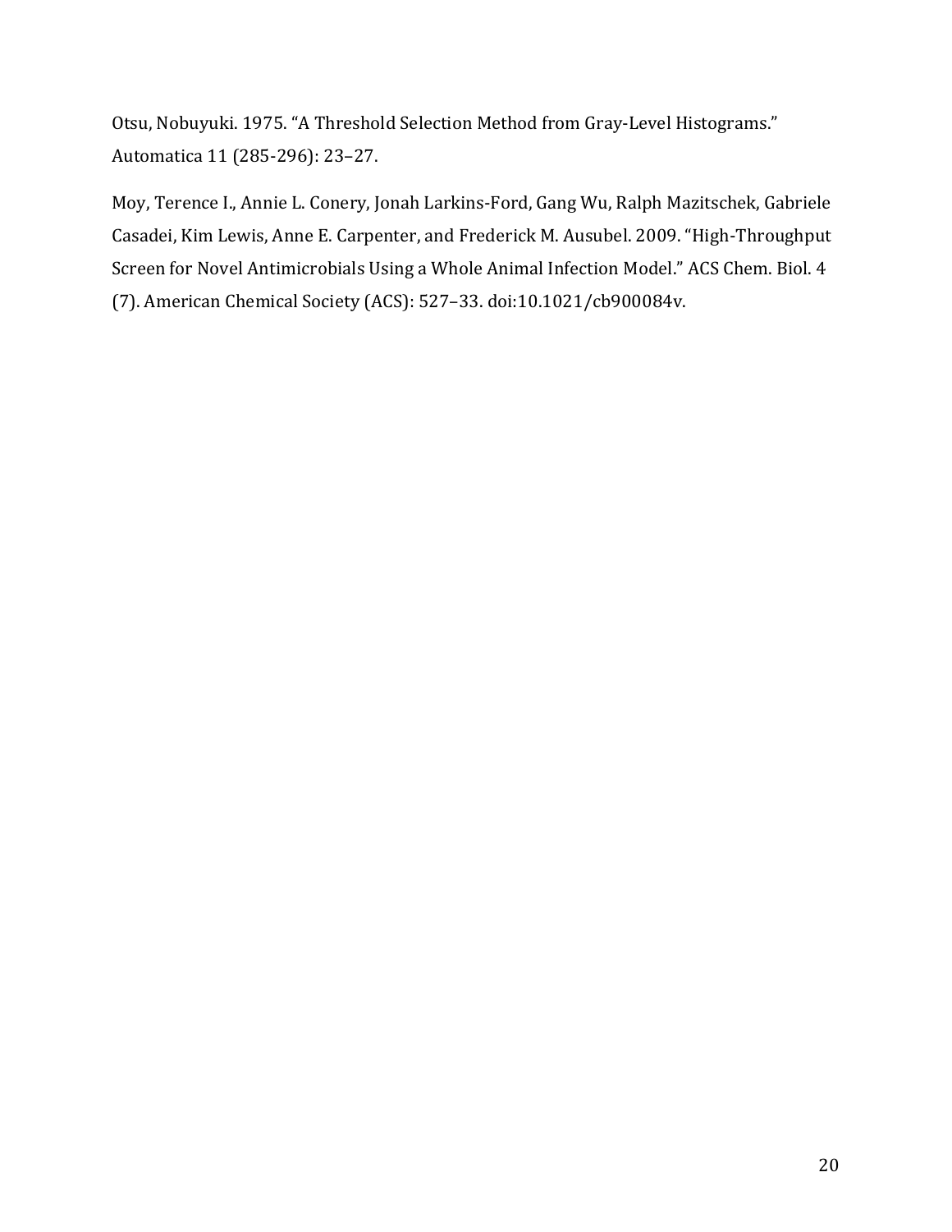Otsu, Nobuyuki. 1975. “A Threshold Selection Method from Gray-Level Histograms.” Automatica 11 (285-296): 23–27.

Moy, Terence I., Annie L. Conery, Jonah Larkins-Ford, Gang Wu, Ralph Mazitschek, Gabriele Casadei, Kim Lewis, Anne E. Carpenter, and Frederick M. Ausubel. 2009. “High-Throughput Screen for Novel Antimicrobials Using a Whole Animal Infection Model.” ACS Chem. Biol. 4 (7). American Chemical Society (ACS): 527–33. doi:10.1021/cb900084v.